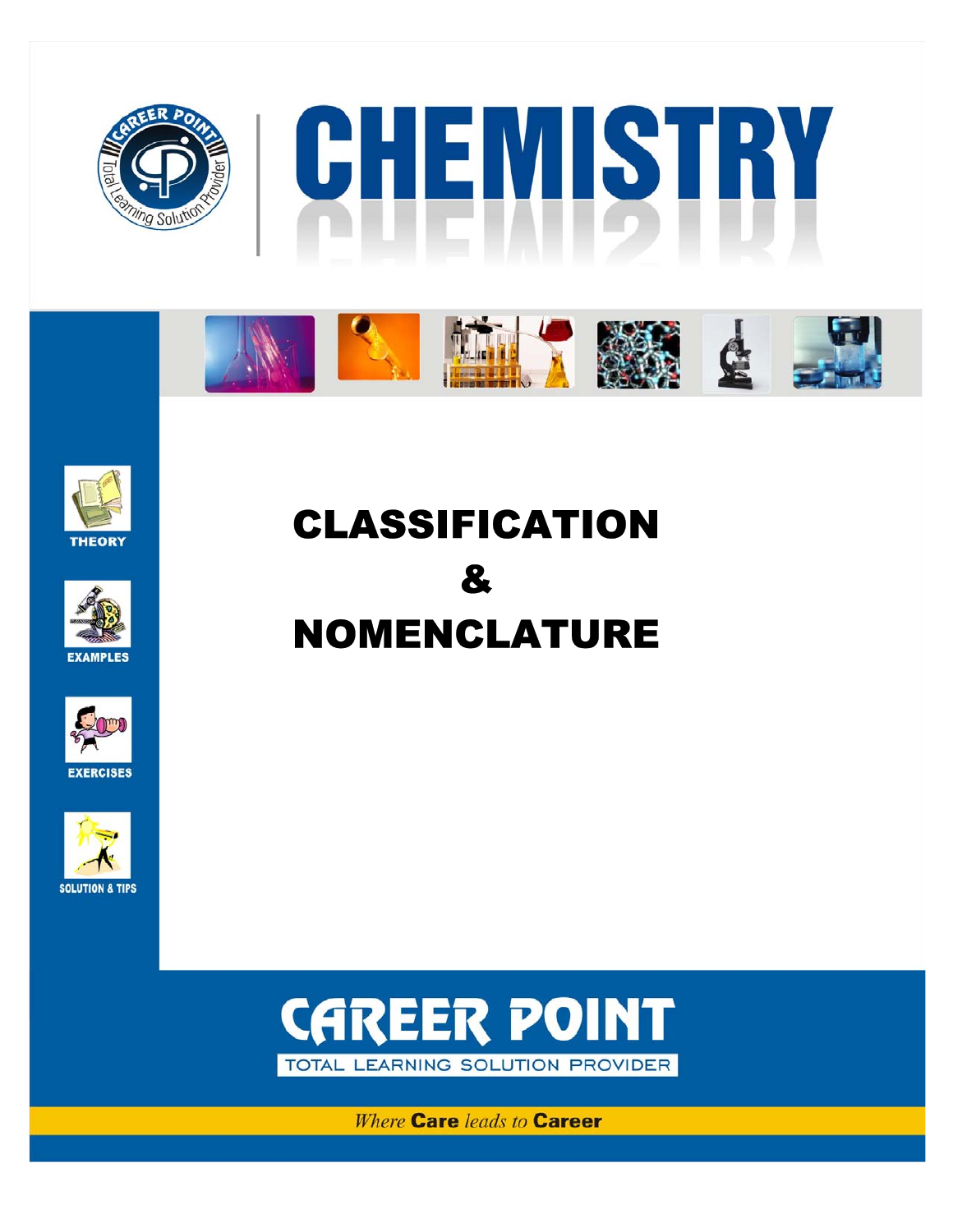# CHEMISTRY

THEORY

EXAMPLES

EXERCISES

SOLUTION & TIPS

# CLASSIFICATION & NOMENCLATURE

**CAREER POINT**

TOTAL LEARNING SOLUTION PROVIDER

*Where* **Care** *leads to* **Career**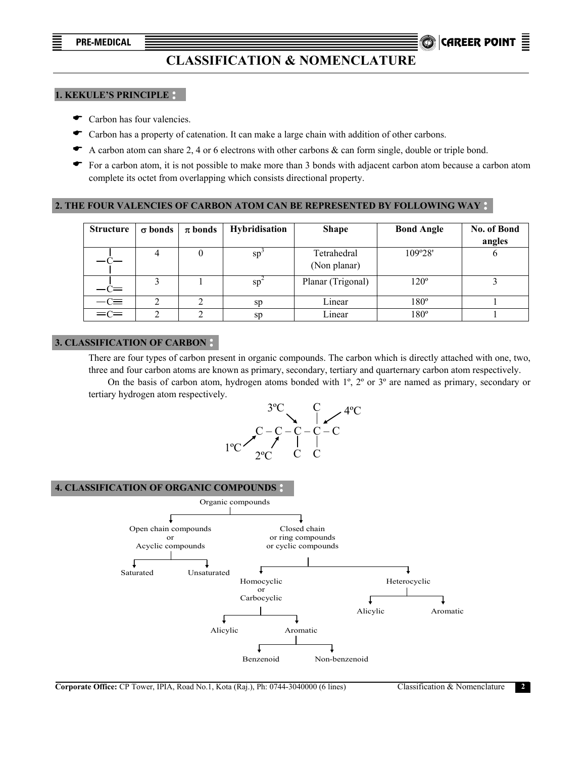# CLASSIFICATION & NOMENCLATURE

## 1. KEKULE'S PRINCIPLE :

- Carbon has four valencies.
- Carbon has a property of catenation. It can make a large chain with addition of other carbons.
- A carbon atom can share 2, 4 or 6 electrons with other carbons & can form single, double or triple bond.
- For a carbon atom, it is not possible to make more than 3 bonds with adjacent carbon atom because a carbon atom complete its octet from overlapping which consists directional property.

## 2. THE FOUR VALENCIES OF CARBON ATOM CAN BE REPRESENTED BY FOLLOWING WAY :

| Structure | $\sigma$ bonds | $\pi$ bonds | Hybridisation | Shape | Bond Angle | No. of Bond angles |
|---|---|---|---|---|---|---|
| $-\overset{\vert}{\underset{\vert}{C}}-$ | 4 | 0 | $sp^3$ | Tetrahedral (Non planar) | 109º28' | 6 |
| $-\overset{\vert}{C}=$ | 3 | 1 | $sp^2$ | Planar (Trigonal) | 120º | 3 |
| $-C\equiv$ | 2 | 2 | sp | Linear | 180º | 1 |
| $=C=$ | 2 | 2 | sp | Linear | 180º | 1 |

## 3. CLASSIFICATION OF CARBON :

There are four types of carbon present in organic compounds. The carbon which is directly attached with one, two, three and four carbon atoms are known as primary, secondary, tertiary and quarternary carbon atom respectively.

On the basis of carbon atom, hydrogen atoms bonded with 1º, 2º or 3º are named as primary, secondary or tertiary hydrogen atom respectively.

```
            3ºC        C
               ↘       |  ↙ 4ºC
        C – C – C – C – C
  1ºC ↗   ↗     |   |
        2ºC      C   C
```

## 4. CLASSIFICATION OF ORGANIC COMPOUNDS :

- Organic compounds
  - Open chain compounds or Acyclic compounds
    - Saturated
    - Unsaturated
  - Closed chain or ring compounds or cyclic compounds
    - Homocyclic or Carbocyclic
      - Alicylic
      - Aromatic
        - Benzenoid
        - Non-benzenoid
    - Heterocyclic
      - Alicylic
      - Aromatic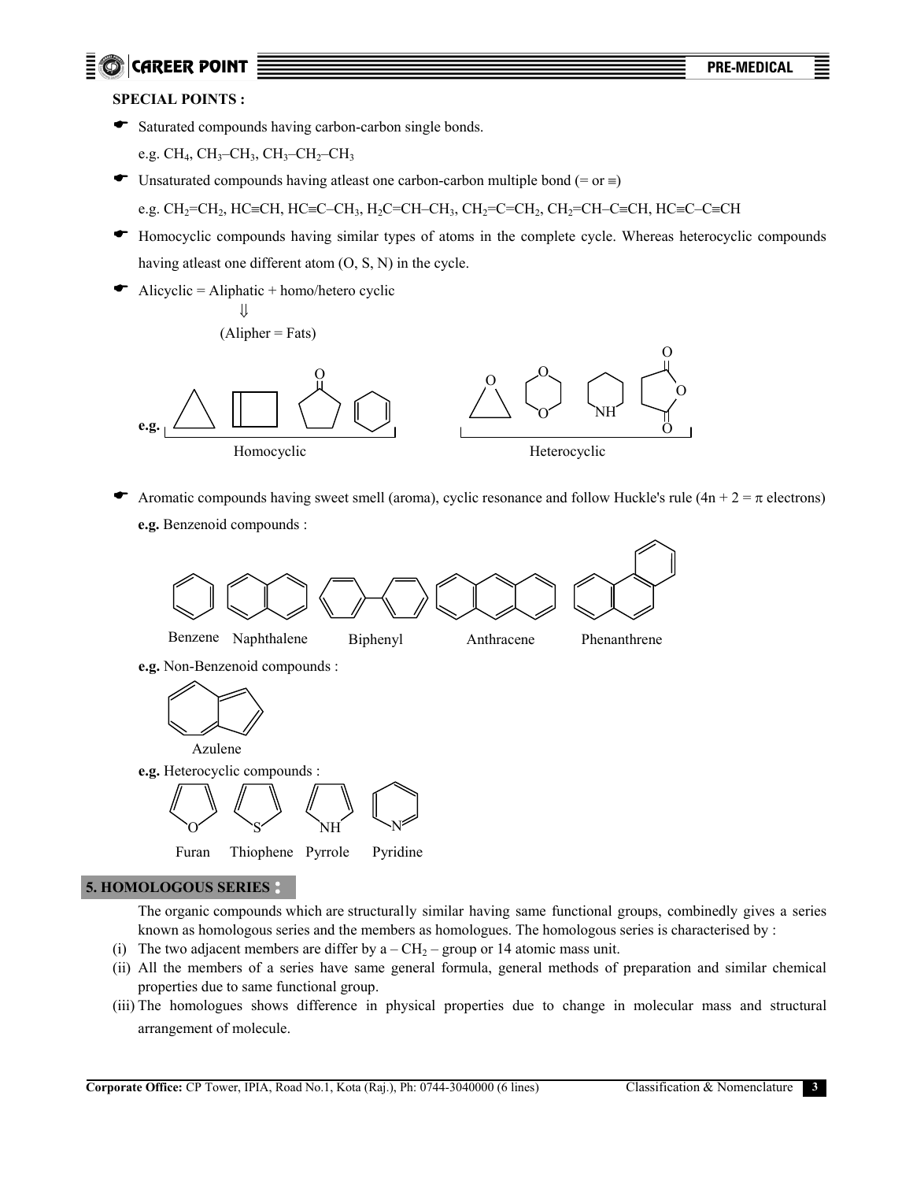**SPECIAL POINTS :**

- Saturated compounds having carbon-carbon single bonds.

  e.g. $CH_4$, $CH_3–CH_3$, $CH_3–CH_2–CH_3$

- Unsaturated compounds having atleast one carbon-carbon multiple bond (= or ≡)

  e.g. $CH_2=CH_2$, $HC≡CH$, $HC≡C–CH_3$, $H_2C=CH–CH_3$, $CH_2=C=CH_2$, $CH_2=CH–C≡CH$, $HC≡C–C≡CH$

- Homocyclic compounds having similar types of atoms in the complete cycle. Whereas heterocyclic compounds having atleast one different atom (O, S, N) in the cycle.

- Alicyclic = Aliphatic + homo/hetero cyclic

  ⇓

  (Alipher = Fats)

**e.g.**

Homocyclic | Heterocyclic

- Aromatic compounds having sweet smell (aroma), cyclic resonance and follow Huckle's rule ($4n + 2 = \pi$ electrons)

  **e.g.** Benzenoid compounds :

  Benzene   Naphthalene   Biphenyl   Anthracene   Phenanthrene

  **e.g.** Non-Benzenoid compounds :

  Azulene

  **e.g.** Heterocyclic compounds :

  Furan   Thiophene   Pyrrole   Pyridine

## 5. HOMOLOGOUS SERIES :

The organic compounds which are structurally similar having same functional groups, combinedly gives a series known as homologous series and the members as homologues. The homologous series is characterised by :

(i) The two adjacent members are differ by a $– CH_2 –$ group or 14 atomic mass unit.

(ii) All the members of a series have same general formula, general methods of preparation and similar chemical properties due to same functional group.

(iii) The homologues shows difference in physical properties due to change in molecular mass and structural arrangement of molecule.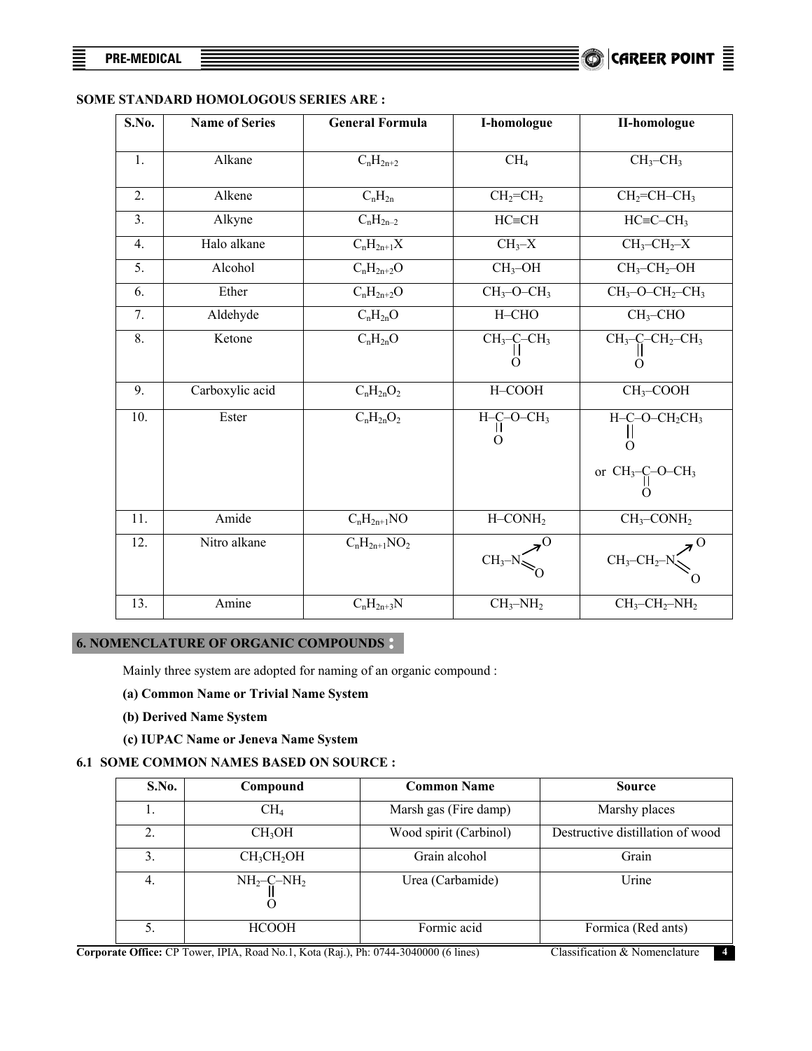**SOME STANDARD HOMOLOGOUS SERIES ARE :**

| S.No. | Name of Series | General Formula | I-homologue | II-homologue |
|---|---|---|---|---|
| 1. | Alkane | $C_nH_{2n+2}$ | $CH_4$ | $CH_3–CH_3$ |
| 2. | Alkene | $C_nH_{2n}$ | $CH_2=CH_2$ | $CH_2=CH–CH_3$ |
| 3. | Alkyne | $C_nH_{2n-2}$ | $HC\equiv CH$ | $HC\equiv C–CH_3$ |
| 4. | Halo alkane | $C_nH_{2n+1}X$ | $CH_3–X$ | $CH_3–CH_2–X$ |
| 5. | Alcohol | $C_nH_{2n+2}O$ | $CH_3–OH$ | $CH_3–CH_2–OH$ |
| 6. | Ether | $C_nH_{2n+2}O$ | $CH_3–O–CH_3$ | $CH_3–O–CH_2–CH_3$ |
| 7. | Aldehyde | $C_nH_{2n}O$ | H–CHO | $CH_3$–CHO |
| 8. | Ketone | $C_nH_{2n}O$ | $CH_3–C(=O)–CH_3$ | $CH_3–C(=O)–CH_2–CH_3$ |
| 9. | Carboxylic acid | $C_nH_{2n}O_2$ | H–COOH | $CH_3$–COOH |
| 10. | Ester | $C_nH_{2n}O_2$ | $H–C(=O)–O–CH_3$ | $H–C(=O)–O–CH_2CH_3$ or $CH_3–C(=O)–O–CH_3$ |
| 11. | Amide | $C_nH_{2n+1}NO$ | $H–CONH_2$ | $CH_3–CONH_2$ |
| 12. | Nitro alkane | $C_nH_{2n+1}NO_2$ | $CH_3–N(\rightarrow O)=O$ | $CH_3–CH_2–N(\rightarrow O)=O$ |
| 13. | Amine | $C_nH_{2n+3}N$ | $CH_3–NH_2$ | $CH_3–CH_2–NH_2$ |

## 6. NOMENCLATURE OF ORGANIC COMPOUNDS :

Mainly three system are adopted for naming of an organic compound :

**(a) Common Name or Trivial Name System**

**(b) Derived Name System**

**(c) IUPAC Name or Jeneva Name System**

### 6.1 SOME COMMON NAMES BASED ON SOURCE :

| S.No. | Compound | Common Name | Source |
|---|---|---|---|
| 1. | $CH_4$ | Marsh gas (Fire damp) | Marshy places |
| 2. | $CH_3OH$ | Wood spirit (Carbinol) | Destructive distillation of wood |
| 3. | $CH_3CH_2OH$ | Grain alcohol | Grain |
| 4. | $NH_2–C(=O)–NH_2$ | Urea (Carbamide) | Urine |
| 5. | HCOOH | Formic acid | Formica (Red ants) |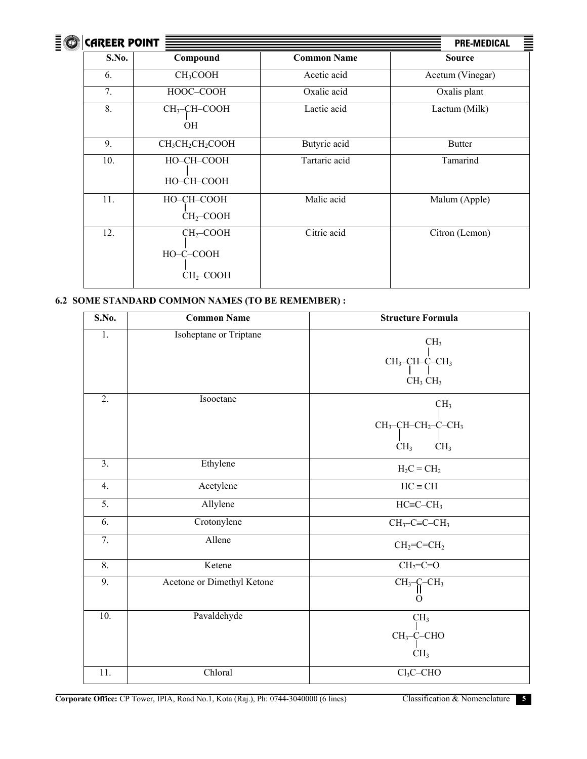| S.No. | Compound | Common Name | Source |
|---|---|---|---|
| 6. | $CH_3COOH$ | Acetic acid | Acetum (Vinegar) |
| 7. | HOOC–COOH | Oxalic acid | Oxalis plant |
| 8. | $CH_3$–CH(OH)–COOH | Lactic acid | Lactum (Milk) |
| 9. | $CH_3CH_2CH_2COOH$ | Butyric acid | Butter |
| 10. | HO–CH–COOH / HO–CH–COOH | Tartaric acid | Tamarind |
| 11. | HO–CH–COOH / $CH_2$–COOH | Malic acid | Malum (Apple) |
| 12. | $CH_2$–COOH / HO–C–COOH / $CH_2$–COOH | Citric acid | Citron (Lemon) |

### 6.2 SOME STANDARD COMMON NAMES (TO BE REMEMBER) :

| S.No. | Common Name | Structure Formula |
|---|---|---|
| 1. | Isoheptane or Triptane | $CH_3$–CH($CH_3$)–C($CH_3$)($CH_3$)–$CH_3$ |
| 2. | Isooctane | $CH_3$–CH($CH_3$)–$CH_2$–C($CH_3$)($CH_3$)–$CH_3$ |
| 3. | Ethylene | $H_2C = CH_2$ |
| 4. | Acetylene | $HC \equiv CH$ |
| 5. | Allylene | $HC\equiv C–CH_3$ |
| 6. | Crotonylene | $CH_3–C\equiv C–CH_3$ |
| 7. | Allene | $CH_2=C=CH_2$ |
| 8. | Ketene | $CH_2=C=O$ |
| 9. | Acetone or Dimethyl Ketone | $CH_3$–C(=O)–$CH_3$ |
| 10. | Pavaldehyde | $CH_3$–C($CH_3$)($CH_3$)–CHO |
| 11. | Chloral | $Cl_3C$–CHO |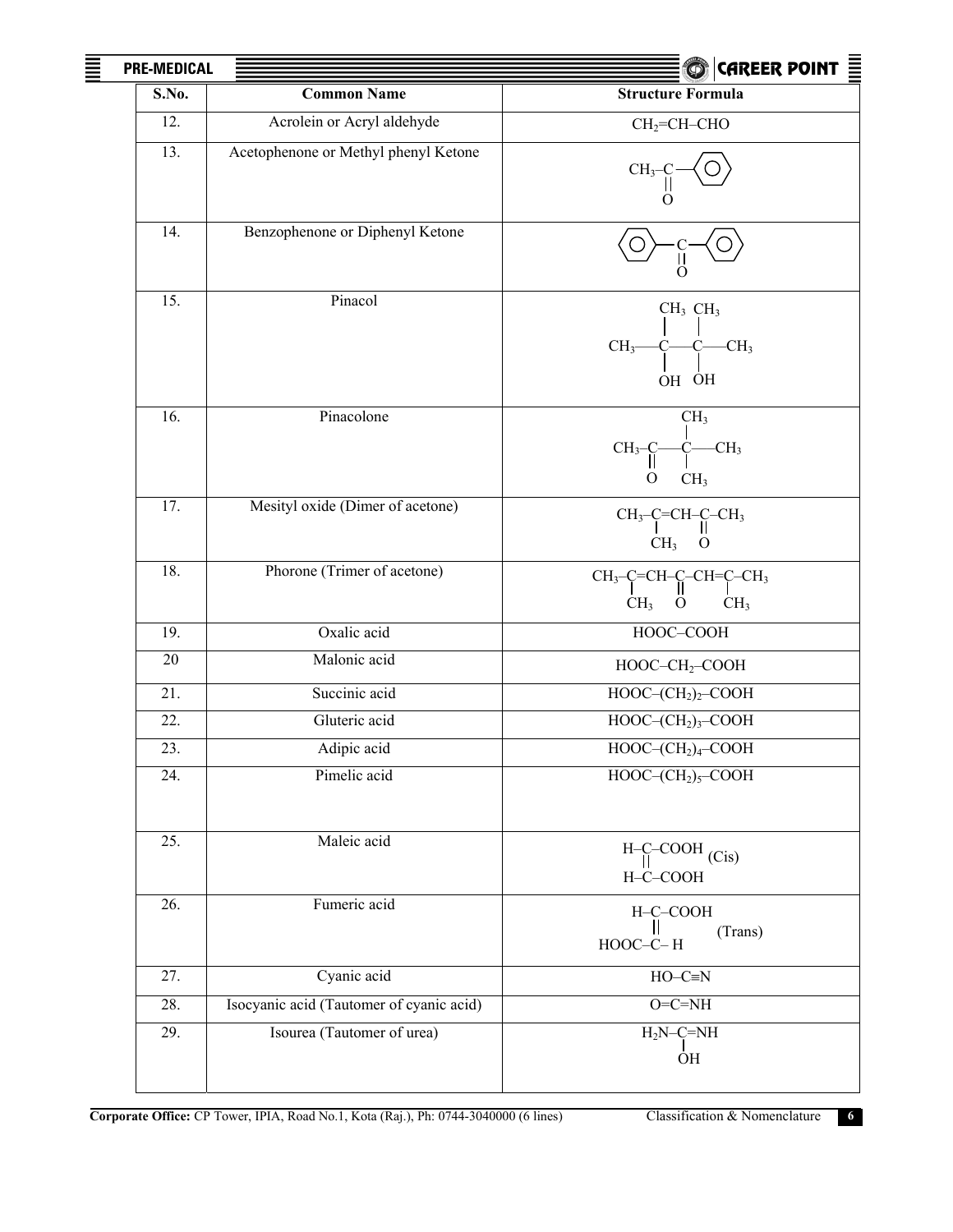| S.No. | Common Name | Structure Formula |
|---|---|---|
| 12. | Acrolein or Acryl aldehyde | $CH_2=CH–CHO$ |
| 13. | Acetophenone or Methyl phenyl Ketone | $CH_3–C(=O)–C_6H_5$ |
| 14. | Benzophenone or Diphenyl Ketone | $C_6H_5–C(=O)–C_6H_5$ |
| 15. | Pinacol | $CH_3–C(CH_3)(OH)–C(CH_3)(OH)–CH_3$ |
| 16. | Pinacolone | $CH_3–C(=O)–C(CH_3)_2–CH_3$ |
| 17. | Mesityl oxide (Dimer of acetone) | $CH_3–C(CH_3)=CH–C(=O)–CH_3$ |
| 18. | Phorone (Trimer of acetone) | $CH_3–C(CH_3)=CH–C(=O)–CH=C(CH_3)–CH_3$ |
| 19. | Oxalic acid | HOOC–COOH |
| 20 | Malonic acid | $HOOC–CH_2–COOH$ |
| 21. | Succinic acid | $HOOC–(CH_2)_2–COOH$ |
| 22. | Gluteric acid | $HOOC–(CH_2)_3–COOH$ |
| 23. | Adipic acid | $HOOC–(CH_2)_4–COOH$ |
| 24. | Pimelic acid | $HOOC–(CH_2)_5–COOH$ |
| 25. | Maleic acid | H–C–COOH ‖ H–C–COOH (Cis) |
| 26. | Fumeric acid | H–C–COOH ‖ HOOC–C–H (Trans) |
| 27. | Cyanic acid | HO–C≡N |
| 28. | Isocyanic acid (Tautomer of cyanic acid) | O=C=NH |
| 29. | Isourea (Tautomer of urea) | $H_2N–C(OH)=NH$ |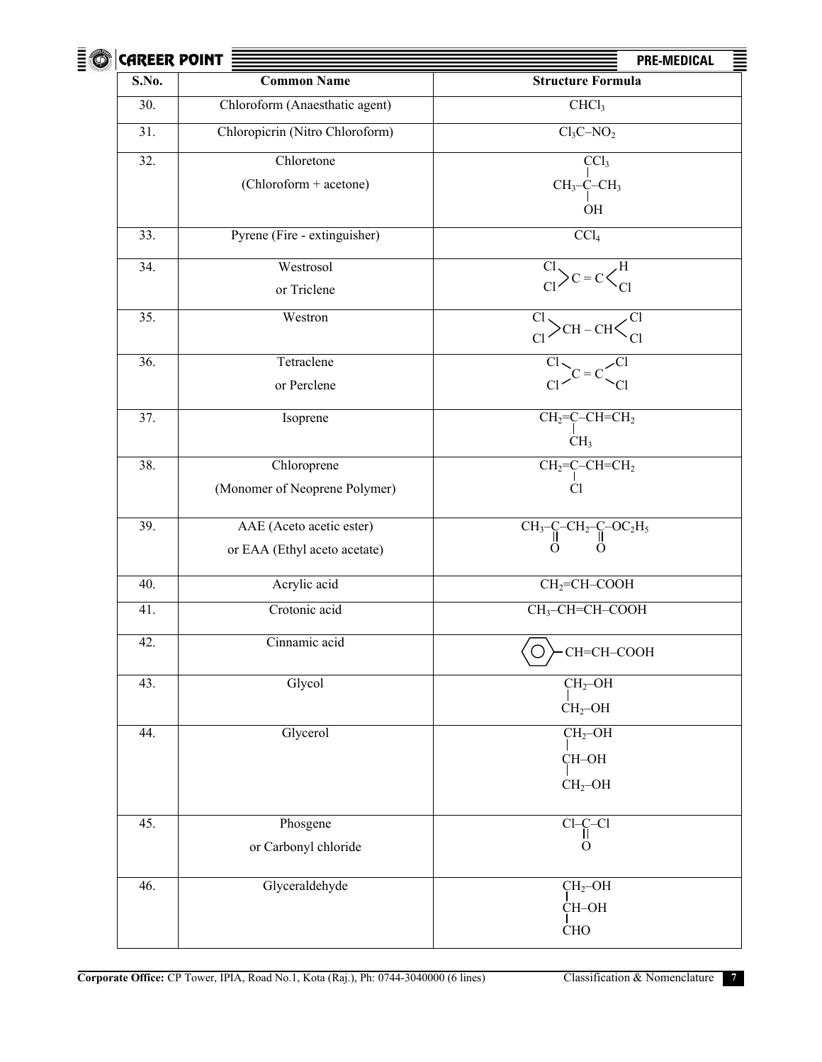| S.No. | Common Name | Structure Formula |
|---|---|---|
| 30. | Chloroform (Anaesthatic agent) | $CHCl_3$ |
| 31. | Chloropicrin (Nitro Chloroform) | $Cl_3C–NO_2$ |
| 32. | Chloretone (Chloroform + acetone) | $CH_3–C(CCl_3)(OH)–CH_3$ |
| 33. | Pyrene (Fire - extinguisher) | $CCl_4$ |
| 34. | Westrosol or Triclene | $Cl_2C = CHCl$ |
| 35. | Westron | $Cl_2CH – CHCl_2$ |
| 36. | Tetraclene or Perclene | $Cl_2C = CCl_2$ |
| 37. | Isoprene | $CH_2=C(CH_3)–CH=CH_2$ |
| 38. | Chloroprene (Monomer of Neoprene Polymer) | $CH_2=C(Cl)–CH=CH_2$ |
| 39. | AAE (Aceto acetic ester) or EAA (Ethyl aceto acetate) | $CH_3–C(=O)–CH_2–C(=O)–OC_2H_5$ |
| 40. | Acrylic acid | $CH_2=CH–COOH$ |
| 41. | Crotonic acid | $CH_3–CH=CH–COOH$ |
| 42. | Cinnamic acid | $C_6H_5–CH=CH–COOH$ |
| 43. | Glycol | $CH_2(OH)–CH_2(OH)$ |
| 44. | Glycerol | $CH_2(OH)–CH(OH)–CH_2(OH)$ |
| 45. | Phosgene or Carbonyl chloride | $Cl–C(=O)–Cl$ |
| 46. | Glyceraldehyde | $CH_2(OH)–CH(OH)–CHO$ |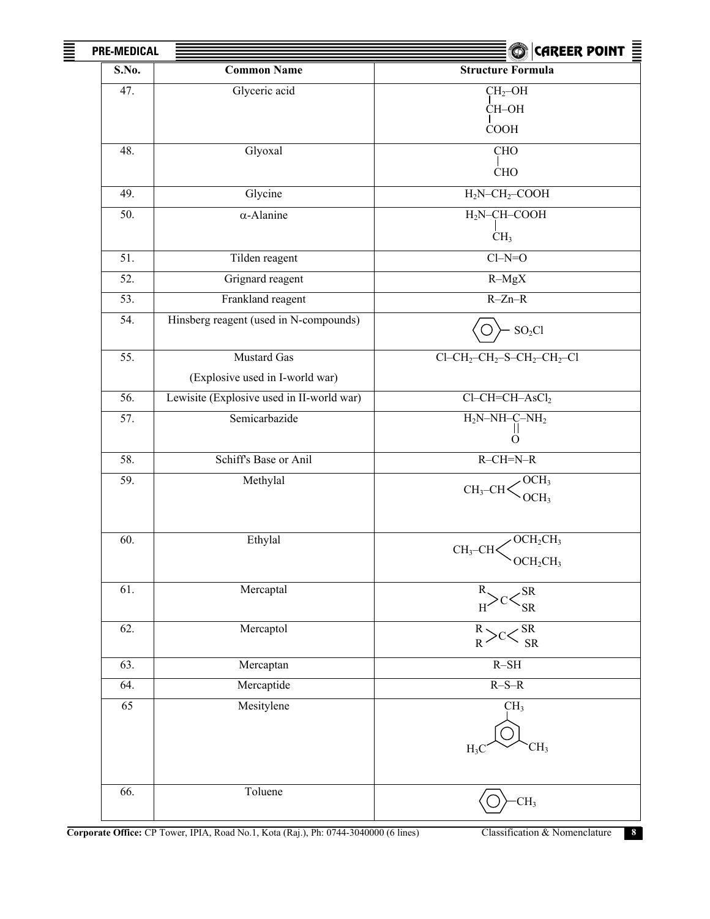| S.No. | Common Name | Structure Formula |
|---|---|---|
| 47. | Glyceric acid | $CH_2$–OH, CH–OH, COOH (vertical: $CH_2(OH)$–CH(OH)–COOH) |
| 48. | Glyoxal | CHO–CHO |
| 49. | Glycine | $H_2N$–$CH_2$–COOH |
| 50. | α-Alanine | $H_2N$–CH($CH_3$)–COOH |
| 51. | Tilden reagent | Cl–N=O |
| 52. | Grignard reagent | R–MgX |
| 53. | Frankland reagent | R–Zn–R |
| 54. | Hinsberg reagent (used in N-compounds) | $C_6H_5$–$SO_2Cl$ (benzene ring–$SO_2Cl$) |
| 55. | Mustard Gas (Explosive used in I-world war) | Cl–$CH_2$–$CH_2$–S–$CH_2$–$CH_2$–Cl |
| 56. | Lewisite (Explosive used in II-world war) | Cl–CH=CH–$AsCl_2$ |
| 57. | Semicarbazide | $H_2N$–NH–C(=O)–$NH_2$ |
| 58. | Schiff's Base or Anil | R–CH=N–R |
| 59. | Methylal | $CH_3$–CH($OCH_3$)($OCH_3$) |
| 60. | Ethylal | $CH_3$–CH($OCH_2CH_3$)($OCH_2CH_3$) |
| 61. | Mercaptal | (R)(H)C(SR)(SR) |
| 62. | Mercaptol | (R)(R)C(SR)(SR) |
| 63. | Mercaptan | R–SH |
| 64. | Mercaptide | R–S–R |
| 65 | Mesitylene | Benzene ring with three $CH_3$ groups (1,3,5-positions; $CH_3$, $H_3C$, $CH_3$) |
| 66. | Toluene | $C_6H_5$–$CH_3$ (benzene ring–$CH_3$) |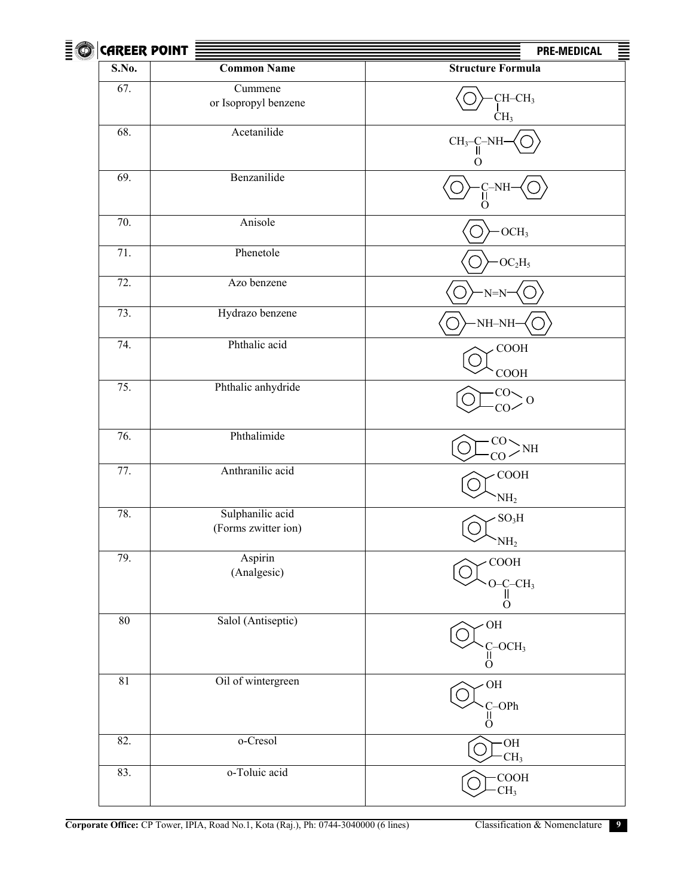| S.No. | Common Name | Structure Formula |
|---|---|---|
| 67. | Cummene or Isopropyl benzene | $C_6H_5$–CH(–$CH_3$)–$CH_3$ |
| 68. | Acetanilide | $CH_3$–C(=O)–NH–$C_6H_5$ |
| 69. | Benzanilide | $C_6H_5$–C(=O)–NH–$C_6H_5$ |
| 70. | Anisole | $C_6H_5$–$OCH_3$ |
| 71. | Phenetole | $C_6H_5$–$OC_2H_5$ |
| 72. | Azo benzene | $C_6H_5$–N=N–$C_6H_5$ |
| 73. | Hydrazo benzene | $C_6H_5$–NH–NH–$C_6H_5$ |
| 74. | Phthalic acid | $C_6H_4$(COOH)(COOH) (ortho) |
| 75. | Phthalic anhydride | $C_6H_4$(CO)(CO)>O (ortho) |
| 76. | Phthalimide | $C_6H_4$(CO)(CO)>NH (ortho) |
| 77. | Anthranilic acid | $C_6H_4$(COOH)($NH_2$) (ortho) |
| 78. | Sulphanilic acid (Forms zwitter ion) | $C_6H_4$($SO_3H$)($NH_2$) (ortho) |
| 79. | Aspirin (Analgesic) | $C_6H_4$(COOH)(O–C(=O)–$CH_3$) (ortho) |
| 80 | Salol (Antiseptic) | $C_6H_4$(OH)(C(=O)–$OCH_3$) (ortho) |
| 81 | Oil of wintergreen | $C_6H_4$(OH)(C(=O)–OPh) (ortho) |
| 82. | o-Cresol | $C_6H_4$(OH)($CH_3$) (ortho) |
| 83. | o-Toluic acid | $C_6H_4$(COOH)($CH_3$) (ortho) |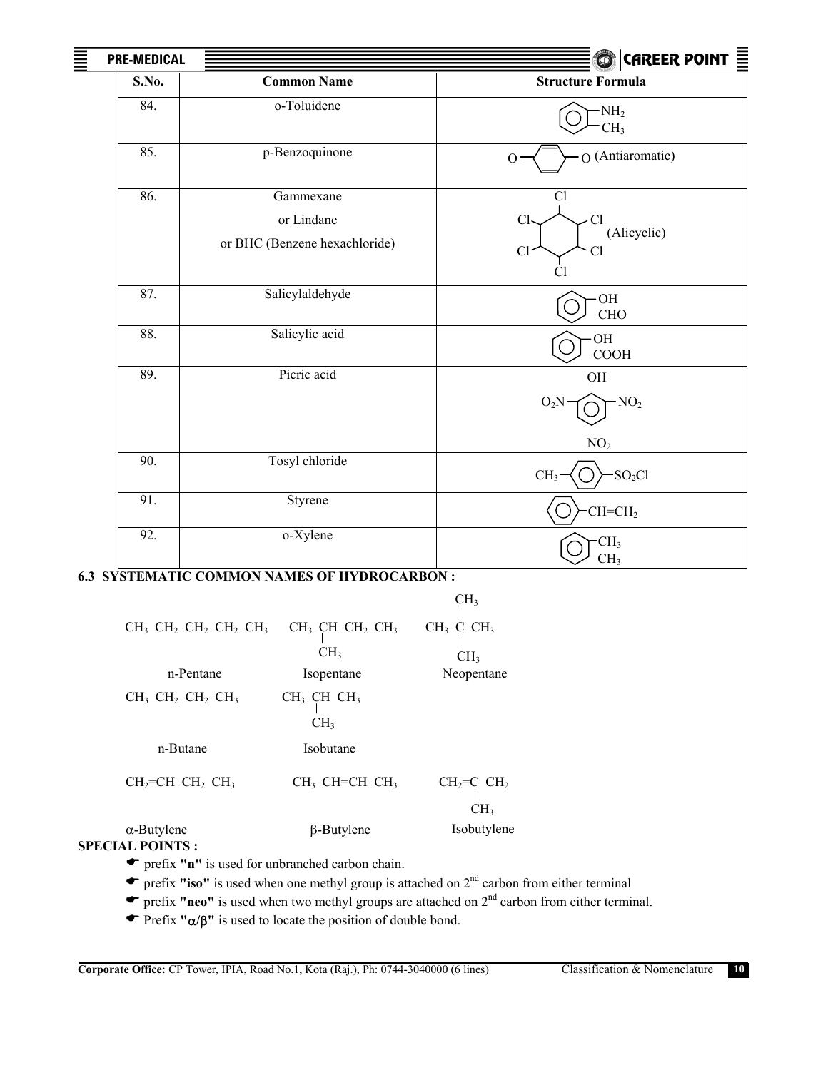| S.No. | Common Name | Structure Formula |
|---|---|---|
| 84. | o-Toluidene | $C_6H_4(NH_2)(CH_3)$ (ortho) |
| 85. | p-Benzoquinone | O=$C_6H_4$=O (Antiaromatic) |
| 86. | Gammexane or Lindane or BHC (Benzene hexachloride) | $C_6H_6Cl_6$ (Alicyclic) |
| 87. | Salicylaldehyde | $C_6H_4(OH)(CHO)$ (ortho) |
| 88. | Salicylic acid | $C_6H_4(OH)(COOH)$ (ortho) |
| 89. | Picric acid | $C_6H_2(OH)(NO_2)_3$ (2,4,6-trinitro) |
| 90. | Tosyl chloride | $CH_3–C_6H_4–SO_2Cl$ (para) |
| 91. | Styrene | $C_6H_5–CH=CH_2$ |
| 92. | o-Xylene | $C_6H_4(CH_3)_2$ (ortho) |

### 6.3 SYSTEMATIC COMMON NAMES OF HYDROCARBON :

| Structure | Name |
|---|---|
| $CH_3–CH_2–CH_2–CH_2–CH_3$ | n-Pentane |
| $CH_3–CH(CH_3)–CH_2–CH_3$ | Isopentane |
| $CH_3–C(CH_3)_2–CH_3$ | Neopentane |
| $CH_3–CH_2–CH_2–CH_3$ | n-Butane |
| $CH_3–CH(CH_3)–CH_3$ | Isobutane |
| $CH_2=CH–CH_2–CH_3$ | $\alpha$-Butylene |
| $CH_3–CH=CH–CH_3$ | $\beta$-Butylene |
| $CH_2=C(CH_3)–CH_2$ | Isobutylene |

**SPECIAL POINTS :**

- prefix **"n"** is used for unbranched carbon chain.
- prefix **"iso"** is used when one methyl group is attached on 2nd carbon from either terminal
- prefix **"neo"** is used when two methyl groups are attached on 2nd carbon from either terminal.
- Prefix **"$\alpha/\beta$"** is used to locate the position of double bond.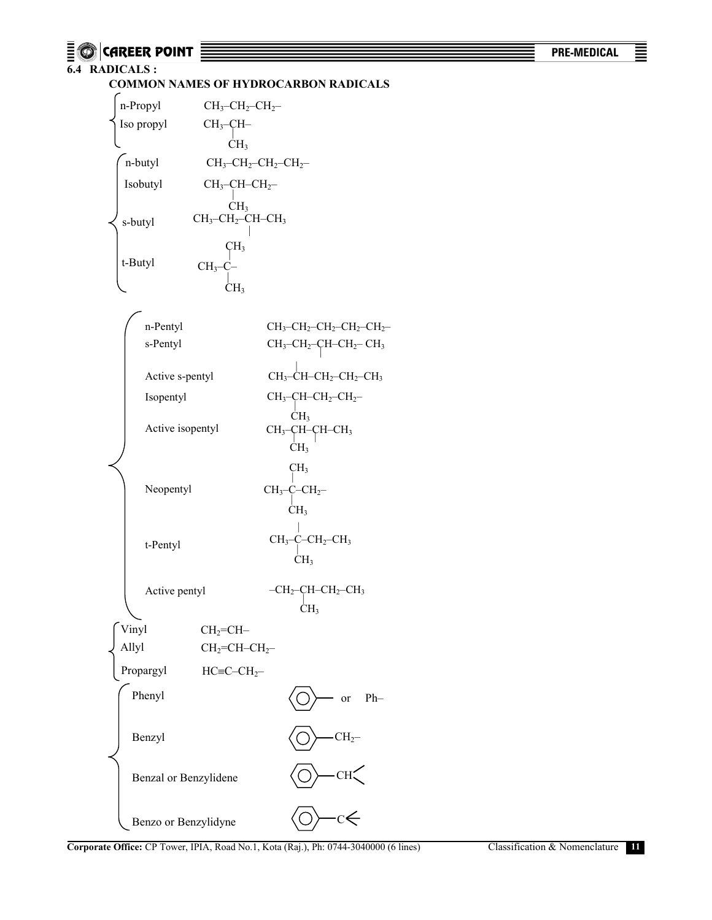## 6.4 RADICALS :

### COMMON NAMES OF HYDROCARBON RADICALS

| Name | Structure |
|---|---|
| n-Propyl | $CH_3–CH_2–CH_2–$ |
| Iso propyl | $CH_3–CH(CH_3)–$ |
| n-butyl | $CH_3–CH_2–CH_2–CH_2–$ |
| Isobutyl | $CH_3–CH(CH_3)–CH_2–$ |
| s-butyl | $CH_3–CH_2–CH(–)–CH_3$ |
| t-Butyl | $CH_3–C(CH_3)_2–$ |
| n-Pentyl | $CH_3–CH_2–CH_2–CH_2–CH_2–$ |
| s-Pentyl | $CH_3–CH_2–CH(–)–CH_2–CH_3$ |
| Active s-pentyl | $CH_3–CH(–)–CH_2–CH_2–CH_3$ |
| Isopentyl | $CH_3–CH(CH_3)–CH_2–CH_2–$ |
| Active isopentyl | $CH_3–CH(CH_3)–CH(–)–CH_3$ |
| Neopentyl | $CH_3–C(CH_3)_2–CH_2–$ |
| t-Pentyl | $CH_3–C(–)(CH_3)–CH_2–CH_3$ |
| Active pentyl | $–CH_2–CH(CH_3)–CH_2–CH_3$ |
| Vinyl | $CH_2=CH–$ |
| Allyl | $CH_2=CH–CH_2–$ |
| Propargyl | $HC≡C–CH_2–$ |
| Phenyl | $C_6H_5–$ or Ph– |
| Benzyl | $C_6H_5–CH_2–$ |
| Benzal or Benzylidene | $C_6H_5–CH<$ |
| Benzo or Benzylidyne | $C_6H_5–C\leftarrow$ (trivalent) |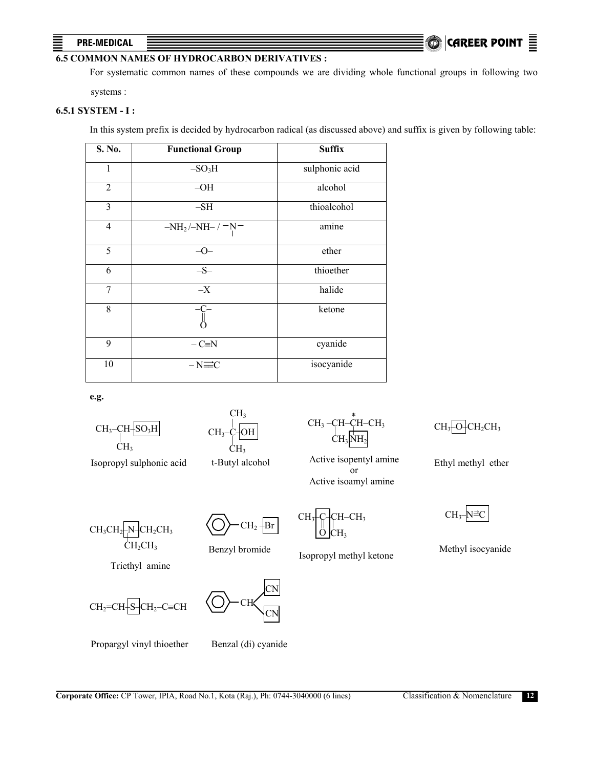## 6.5 COMMON NAMES OF HYDROCARBON DERIVATIVES :

For systematic common names of these compounds we are dividing whole functional groups in following two systems :

### 6.5.1 SYSTEM - I :

In this system prefix is decided by hydrocarbon radical (as discussed above) and suffix is given by following table:

| S. No. | Functional Group | Suffix |
|---|---|---|
| 1 | $-SO_3H$ | sulphonic acid |
| 2 | –OH | alcohol |
| 3 | –SH | thioalcohol |
| 4 | $-NH_2$ /–NH– / $-\underset{\vert}{N}-$ | amine |
| 5 | –O– | ether |
| 6 | –S– | thioether |
| 7 | –X | halide |
| 8 | $-\underset{\Vert}{\overset{}{C}}-$ (C=O) | ketone |
| 9 | – C≡N | cyanide |
| 10 | – N⥂C | isocyanide |

**e.g.**

$CH_3-\underset{CH_3}{\underset{\vert}{CH}}-SO_3H$ — Isopropyl sulphonic acid

$CH_3-\overset{CH_3}{\overset{\vert}{\underset{CH_3}{\underset{\vert}{C}}}}-OH$ — t-Butyl alcohol

$CH_3-\underset{CH_3}{\underset{\vert}{CH}}-\overset{*}{\underset{NH_2}{\underset{\vert}{CH}}}-CH_3$ — Active isopentyl amine or Active isoamyl amine

$CH_3-O-CH_2CH_3$ — Ethyl methyl ether

$CH_3CH_2-\underset{CH_2CH_3}{\underset{\vert}{N}}-CH_2CH_3$ — Triethyl amine

$C_6H_5-CH_2-Br$ — Benzyl bromide

$CH_3-\underset{O}{\underset{\Vert}{C}}-\underset{CH_3}{\underset{\vert}{CH}}-CH_3$ — Isopropyl methyl ketone

$CH_3-N⥂C$ — Methyl isocyanide

$CH_2=CH-S-CH_2-C\equiv CH$ — Propargyl vinyl thioether

$C_6H_5-CH(CN)_2$ — Benzal (di) cyanide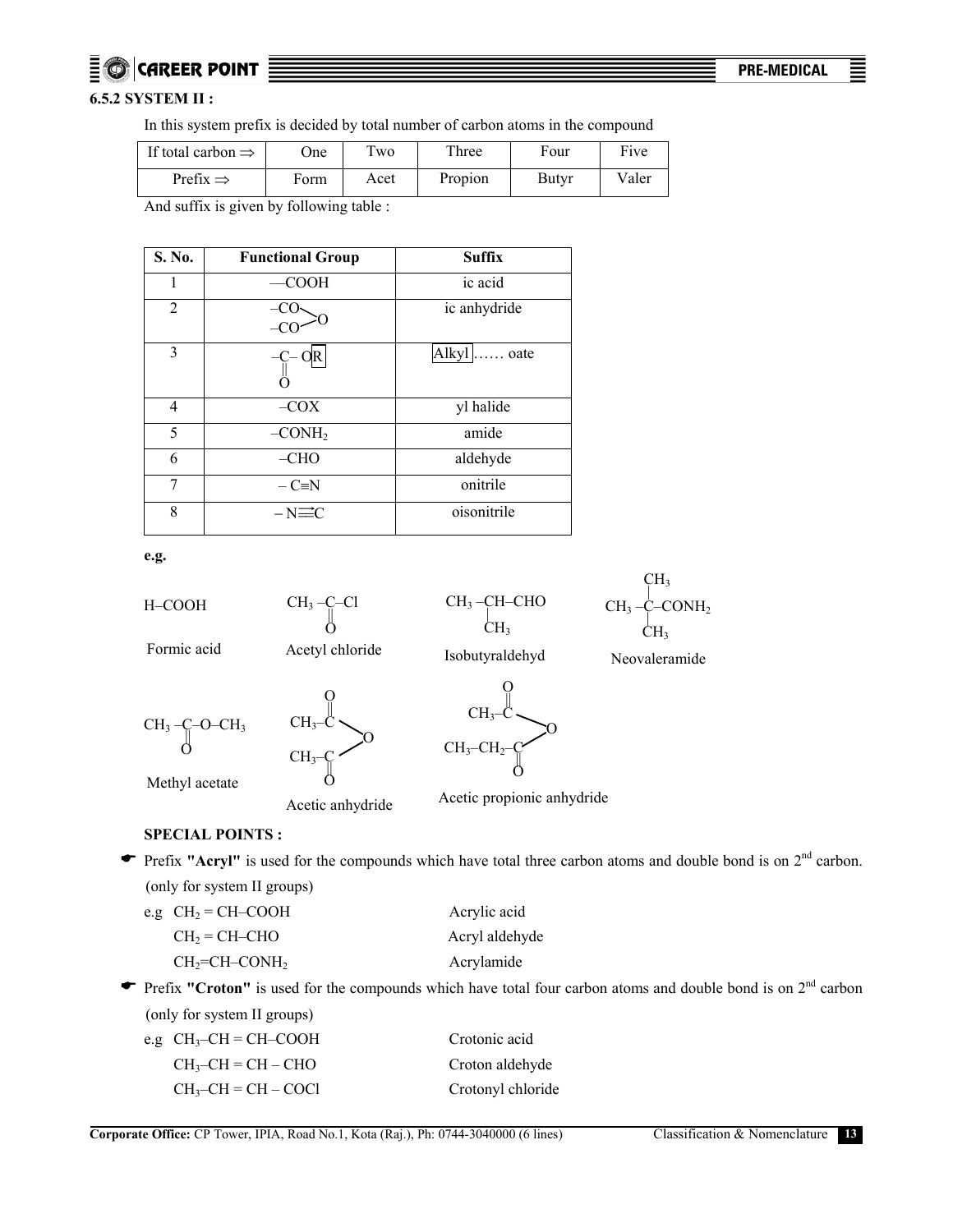### 6.5.2 SYSTEM II :

In this system prefix is decided by total number of carbon atoms in the compound

| If total carbon ⇒ | One | Two | Three | Four | Five |
|---|---|---|---|---|---|
| Prefix ⇒ | Form | Acet | Propion | Butyr | Valer |

And suffix is given by following table :

| S. No. | Functional Group | Suffix |
|---|---|---|
| 1 | —COOH | ic acid |
| 2 | $-CO-O-CO-$ (–CO / –CO bridged by O) | ic anhydride |
| 3 | $-\overset{O}{\overset{\Vert}{C}}-OR$ | Alkyl …… oate |
| 4 | –COX | yl halide |
| 5 | $-CONH_2$ | amide |
| 6 | –CHO | aldehyde |
| 7 | – C≡N | onitrile |
| 8 | – N⃗≡C | oisonitrile |

**e.g.**

H–COOH — Formic acid

$CH_3-\overset{O}{\overset{\Vert}{C}}-Cl$ — Acetyl chloride

$CH_3-\underset{CH_3}{\underset{|}{CH}}-CHO$ — Isobutyraldehyd

$CH_3-\underset{CH_3}{\underset{|}{\overset{CH_3}{\overset{|}{C}}}}-CONH_2$ — Neovaleramide

$CH_3-\underset{O}{\underset{\Vert}{C}}-O-CH_3$ — Methyl acetate

$CH_3-\overset{O}{\overset{\Vert}{C}}-O-\overset{O}{\overset{\Vert}{C}}-CH_3$ — Acetic anhydride

$CH_3-\overset{O}{\overset{\Vert}{C}}-O-\overset{O}{\overset{\Vert}{C}}-CH_2-CH_3$ — Acetic propionic anhydride

**SPECIAL POINTS :**

- Prefix **"Acryl"** is used for the compounds which have total three carbon atoms and double bond is on 2[nd] carbon. (only for system II groups)

  e.g $CH_2 = CH–COOH$ — Acrylic acid
  
  $CH_2 = CH–CHO$ — Acryl aldehyde
  
  $CH_2=CH–CONH_2$ — Acrylamide

- Prefix **"Croton"** is used for the compounds which have total four carbon atoms and double bond is on 2[nd] carbon (only for system II groups)

  e.g $CH_3–CH = CH–COOH$ — Crotonic acid
  
  $CH_3–CH = CH – CHO$ — Croton aldehyde
  
  $CH_3–CH = CH – COCl$ — Crotonyl chloride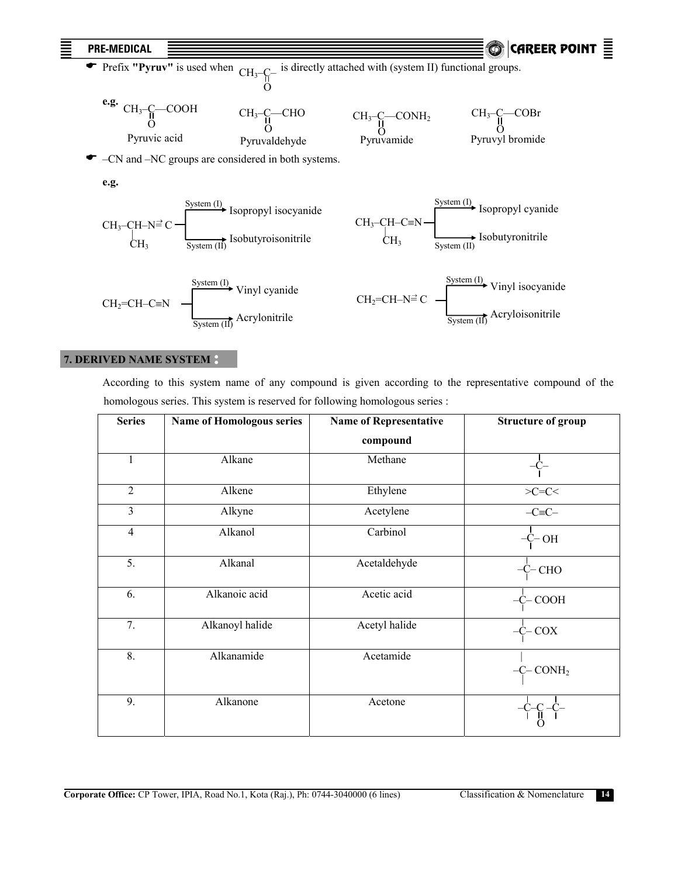- Prefix **"Pyruv"** is used when $CH_3-\underset{\underset{O}{\|}}{C}-$ is directly attached with (system II) functional groups.

**e.g.**

$CH_3-\underset{\underset{O}{\|}}{C}-COOH$ — Pyruvic acid

$CH_3-\underset{\underset{O}{\|}}{C}-CHO$ — Pyruvaldehyde

$CH_3-\underset{\underset{O}{\|}}{C}-CONH_2$ — Pyruvamide

$CH_3-\underset{\underset{O}{\|}}{C}-COBr$ — Pyruvyl bromide

- –CN and –NC groups are considered in both systems.

**e.g.**

$CH_3-\underset{\underset{CH_3}{|}}{CH}-N \overset{\rightarrow}{=} C$
- System (I) → Isopropyl isocyanide
- System (II) → Isobutyroisonitrile

$CH_3-\underset{\underset{CH_3}{|}}{CH}-C \equiv N$
- System (I) → Isopropyl cyanide
- System (II) → Isobutyronitrile

$CH_2=CH-C\equiv N$
- System (I) → Vinyl cyanide
- System (II) → Acrylonitrile

$CH_2=CH-N \overset{\rightarrow}{=} C$
- System (I) → Vinyl isocyanide
- System (II) → Acryloisonitrile

## 7. DERIVED NAME SYSTEM :

According to this system name of any compound is given according to the representative compound of the homologous series. This system is reserved for following homologous series :

| Series | Name of Homologous series | Name of Representative compound | Structure of group |
|---|---|---|---|
| 1 | Alkane | Methane | $-\overset{\mid}{\underset{\mid}{C}}-$ |
| 2 | Alkene | Ethylene | $>C=C<$ |
| 3 | Alkyne | Acetylene | $-C\equiv C-$ |
| 4 | Alkanol | Carbinol | $-\overset{\mid}{\underset{\mid}{C}}-OH$ |
| 5. | Alkanal | Acetaldehyde | $-\overset{\mid}{\underset{\mid}{C}}-CHO$ |
| 6. | Alkanoic acid | Acetic acid | $-\overset{\mid}{\underset{\mid}{C}}-COOH$ |
| 7. | Alkanoyl halide | Acetyl halide | $-\overset{\mid}{\underset{\mid}{C}}-COX$ |
| 8. | Alkanamide | Acetamide | $-\overset{\mid}{\underset{\mid}{C}}-CONH_2$ |
| 9. | Alkanone | Acetone | $-\overset{\mid}{\underset{\mid}{C}}-\underset{\underset{O}{\|}}{C}-\overset{\mid}{\underset{\mid}{C}}-$ |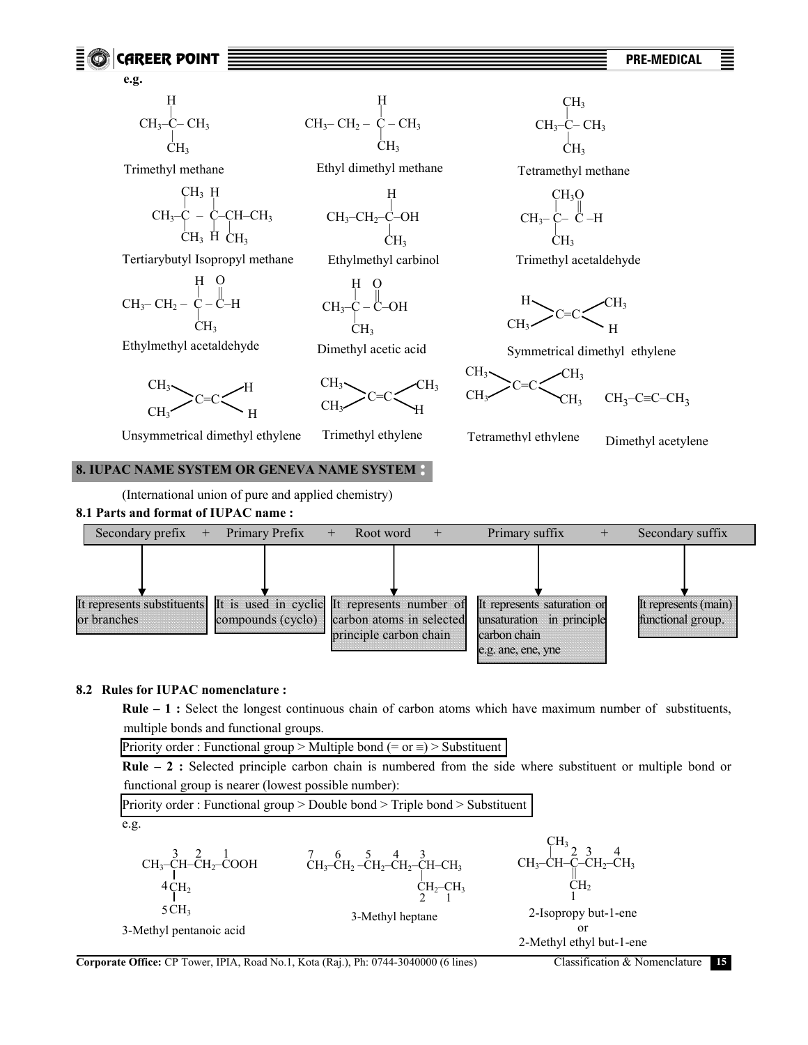e.g.

$CH_3-CH(CH_3)-CH_3$

Trimethyl methane

$CH_3-CH_2-CH(CH_3)-CH_3$

Ethyl dimethyl methane

$CH_3-C(CH_3)_2-CH_3$

Tetramethyl methane

$CH_3-C(CH_3)_2-CH_2-CH(CH_3)-CH_3$

Tertiarybutyl Isopropyl methane

$CH_3-CH_2-CH(CH_3)-OH$

Ethylmethyl carbinol

$CH_3-C(CH_3)_2-CHO$

Trimethyl acetaldehyde

$CH_3-CH_2-CH(CH_3)-CHO$

Ethylmethyl acetaldehyde

$CH_3-CH(CH_3)-COOH$

Dimethyl acetic acid

$CH_3-CH=CH-CH_3$ (H and $CH_3$ on each carbon, trans)

Symmetrical dimethyl ethylene

$(CH_3)_2C=CH_2$

Unsymmetrical dimethyl ethylene

$(CH_3)_2C=CH(CH_3)$

Trimethyl ethylene

$(CH_3)_2C=C(CH_3)_2$

Tetramethyl ethylene

$CH_3-C\equiv C-CH_3$

Dimethyl acetylene

## 8. IUPAC NAME SYSTEM OR GENEVA NAME SYSTEM :

(International union of pure and applied chemistry)

### 8.1 Parts and format of IUPAC name :

Secondary prefix + Primary Prefix + Root word + Primary suffix + Secondary suffix

- **Secondary prefix** → It represents substituents or branches
- **Primary Prefix** → It is used in cyclic compounds (cyclo)
- **Root word** → It represents number of carbon atoms in selected principle carbon chain
- **Primary suffix** → It represents saturation or unsaturation in principle carbon chain e.g. ane, ene, yne
- **Secondary suffix** → It represents (main) functional group.

### 8.2 Rules for IUPAC nomenclature :

**Rule – 1 :** Select the longest continuous chain of carbon atoms which have maximum number of substituents, multiple bonds and functional groups.

Priority order : Functional group > Multiple bond (= or ≡) > Substituent

**Rule – 2 :** Selected principle carbon chain is numbered from the side where substituent or multiple bond or functional group is nearer (lowest possible number):

Priority order : Functional group > Double bond > Triple bond > Substituent

e.g.

$\overset{5}{C}H_3-\overset{4}{C}H_2-\overset{3}{C}H(CH_3)-\overset{2}{C}H_2-\overset{1}{C}OOH$

3-Methyl pentanoic acid

$\overset{7}{C}H_3-\overset{6}{C}H_2-\overset{5}{C}H_2-\overset{4}{C}H_2-\overset{3}{C}H(CH_3)-\overset{2}{C}H_2-\overset{1}{C}H_3$

3-Methyl heptane

$CH_3-CH(CH_3)-\overset{2}{C}(=\overset{1}{C}H_2)-\overset{3}{C}H_2-\overset{4}{C}H_3$

2-Isopropy but-1-ene

or

2-Methyl ethyl but-1-ene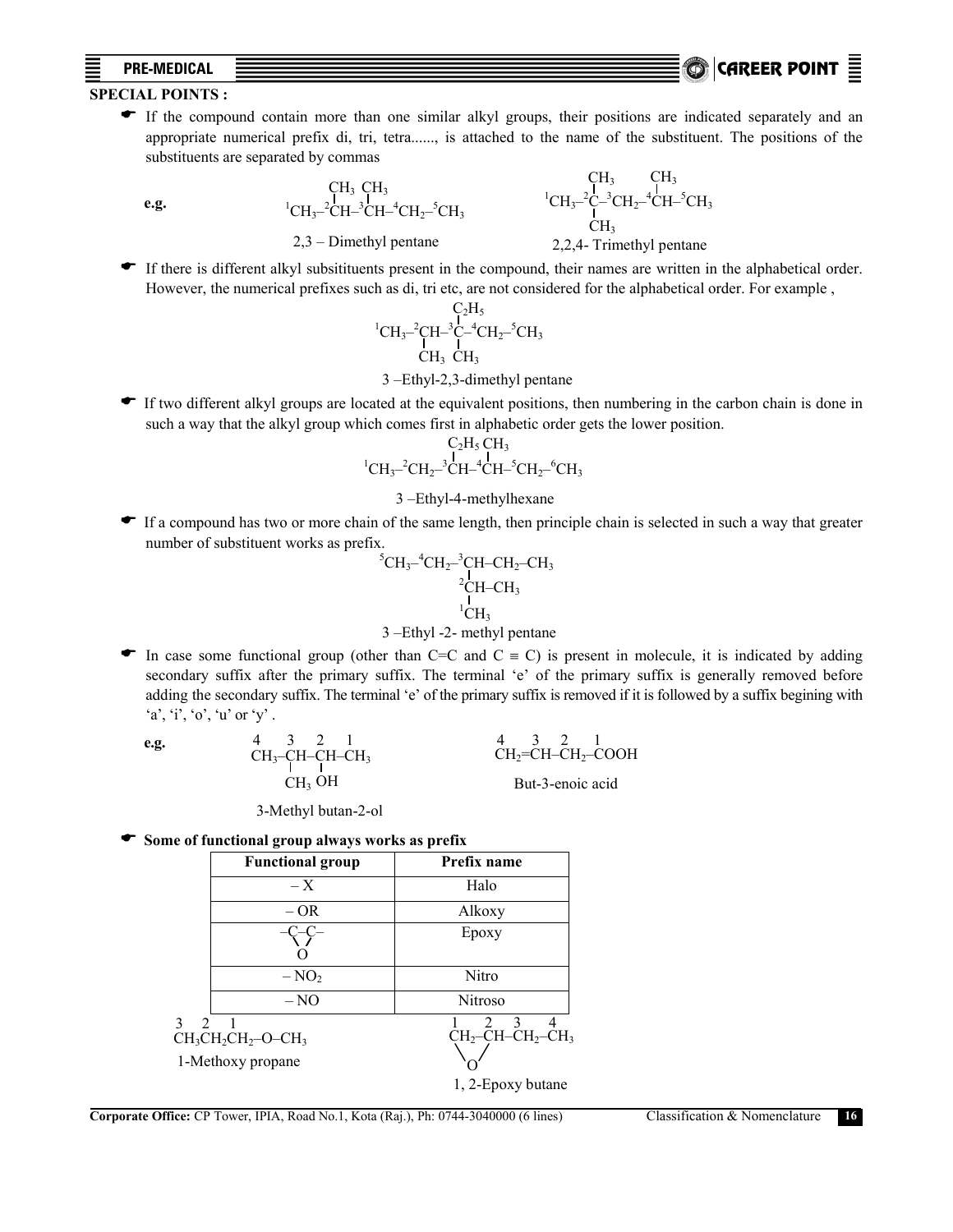**SPECIAL POINTS :**

- If the compound contain more than one similar alkyl groups, their positions are indicated separately and an appropriate numerical prefix di, tri, tetra......, is attached to the name of the substituent. The positions of the substituents are separated by commas

**e.g.**

```
          CH3  CH3
           |    |
 1CH3–2CH–3CH–4CH2–5CH3
```

2,3 – Dimethyl pentane

```
       CH3        CH3
        |          |
 1CH3–2C–3CH2–4CH–5CH3
        |
       CH3
```

2,2,4- Trimethyl pentane

- If there is different alkyl subsitituents present in the compound, their names are written in the alphabetical order. However, the numerical prefixes such as di, tri etc, are not considered for the alphabetical order. For example ,

```
             C2H5
              |
 1CH3–2CH–3C–4CH2–5CH3
        |     |
       CH3   CH3
```

3 –Ethyl-2,3-dimethyl pentane

- If two different alkyl groups are located at the equivalent positions, then numbering in the carbon chain is done in such a way that the alkyl group which comes first in alphabetic order gets the lower position.

```
             C2H5  CH3
              |     |
 1CH3–2CH2–3CH–4CH–5CH2–6CH3
```

3 –Ethyl-4-methylhexane

- If a compound has two or more chain of the same length, then principle chain is selected in such a way that greater number of substituent works as prefix.

```
 5CH3–4CH2–3CH–CH2–CH3
             |
            2CH–CH3
             |
            1CH3
```

3 –Ethyl -2- methyl pentane

- In case some functional group (other than C=C and C ≡ C) is present in molecule, it is indicated by adding secondary suffix after the primary suffix. The terminal 'e' of the primary suffix is generally removed before adding the secondary suffix. The terminal 'e' of the primary suffix is removed if it is followed by a suffix begining with 'a', 'i', 'o', 'u' or 'y' .

**e.g.**

```
  4    3    2    1
 CH3–CH–CH–CH3
       |    |
      CH3  OH
```

3-Methyl butan-2-ol

```
  4     3     2      1
 CH2=CH–CH2–COOH
```

But-3-enoic acid

- **Some of functional group always works as prefix**

| Functional group | Prefix name |
|---|---|
| – X | Halo |
| – OR | Alkoxy |
| –C–C– (bridged by O) | Epoxy |
| – $NO_2$ | Nitro |
| – NO | Nitroso |

```
  3   2    1
 CH3CH2CH2–O–CH3
```

1-Methoxy propane

```
  1     2     3     4
 CH2–CH–CH2–CH3
   \   /
     O
```

1, 2-Epoxy butane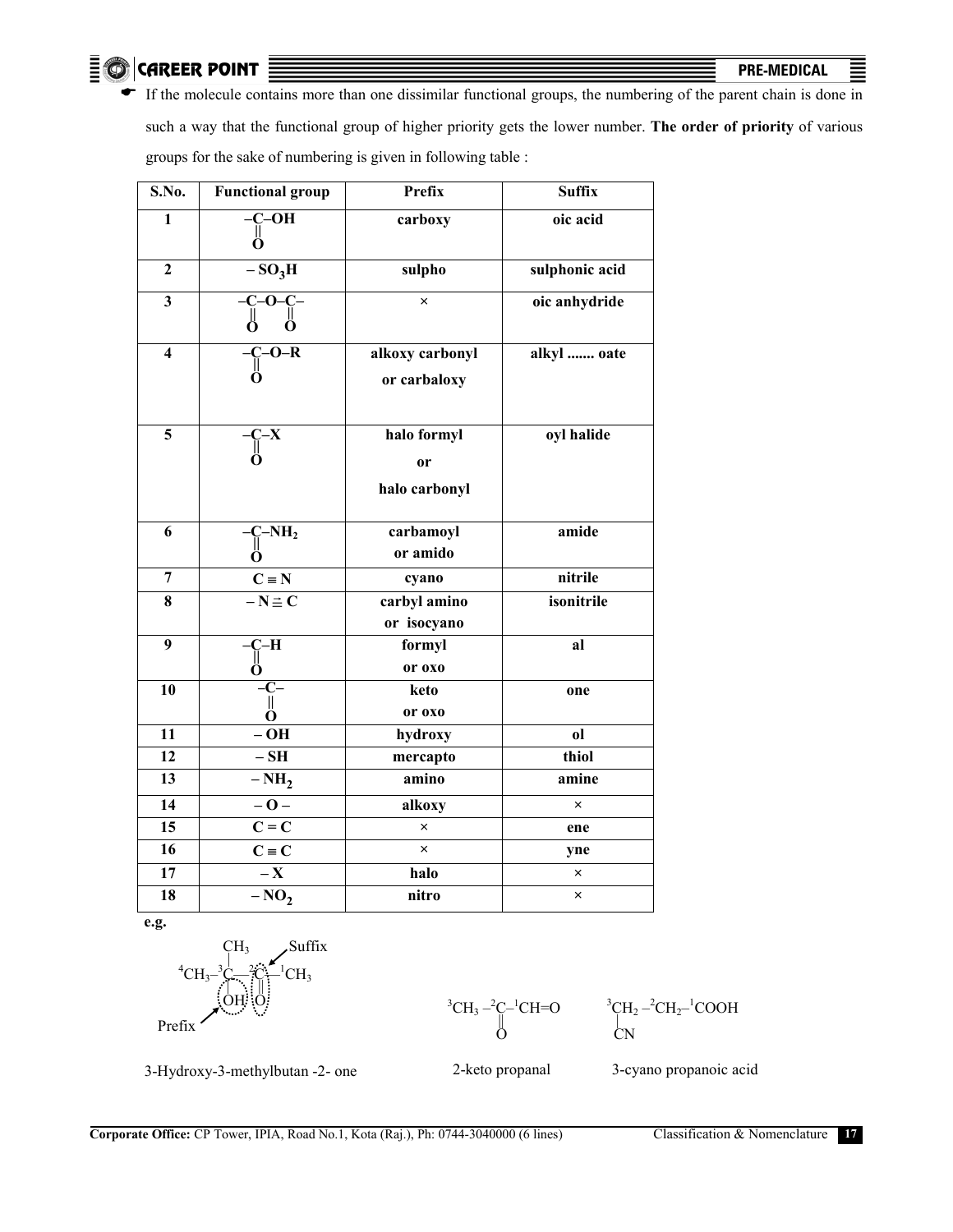- If the molecule contains more than one dissimilar functional groups, the numbering of the parent chain is done in such a way that the functional group of higher priority gets the lower number. **The order of priority** of various groups for the sake of numbering is given in following table :

| S.No. | Functional group | Prefix | Suffix |
|---|---|---|---|
| **1** | $-\overset{\overset{\displaystyle O}{\|\|}}{C}-OH$ | **carboxy** | **oic acid** |
| **2** | $-SO_3H$ | **sulpho** | **sulphonic acid** |
| **3** | $-\underset{\underset{\displaystyle O}{\|\|}}{C}-O-\underset{\underset{\displaystyle O}{\|\|}}{C}-$ | × | **oic anhydride** |
| **4** | $-\underset{\underset{\displaystyle O}{\|\|}}{C}-O-R$ | **alkoxy carbonyl or carbaloxy** | **alkyl ....... oate** |
| **5** | $-\underset{\underset{\displaystyle O}{\|\|}}{C}-X$ | **halo formyl or halo carbonyl** | **oyl halide** |
| **6** | $-\underset{\underset{\displaystyle O}{\|\|}}{C}-NH_2$ | **carbamoyl or amido** | **amide** |
| **7** | $C \equiv N$ | **cyano** | **nitrile** |
| **8** | $-N \rightleftarrows C$ | **carbyl amino or isocyano** | **isonitrile** |
| **9** | $-\underset{\underset{\displaystyle O}{\|\|}}{C}-H$ | **formyl or oxo** | **al** |
| **10** | $-\underset{\underset{\displaystyle O}{\|\|}}{C}-$ | **keto or oxo** | **one** |
| **11** | $-OH$ | **hydroxy** | **ol** |
| **12** | $-SH$ | **mercapto** | **thiol** |
| **13** | $-NH_2$ | **amino** | **amine** |
| **14** | $-O-$ | **alkoxy** | × |
| **15** | $C=C$ | × | **ene** |
| **16** | $C \equiv C$ | × | **yne** |
| **17** | $-X$ | **halo** | × |
| **18** | $-NO_2$ | **nitro** | × |

**e.g.**

$^4CH_3-{}^3\underset{\underset{\displaystyle OH}{|}}{\overset{\overset{\displaystyle CH_3}{|}}{C}}-{}^2\underset{\underset{\displaystyle O}{\|\|}}{C}-{}^1CH_3$ (OH: Prefix; =O: Suffix)

3-Hydroxy-3-methylbutan -2- one

$^3CH_3-{}^2\underset{\underset{\displaystyle O}{\|\|}}{C}-{}^1CH{=}O$

2-keto propanal

$^3\underset{\underset{\displaystyle CN}{|}}{CH_2}-{}^2CH_2-{}^1COOH$

3-cyano propanoic acid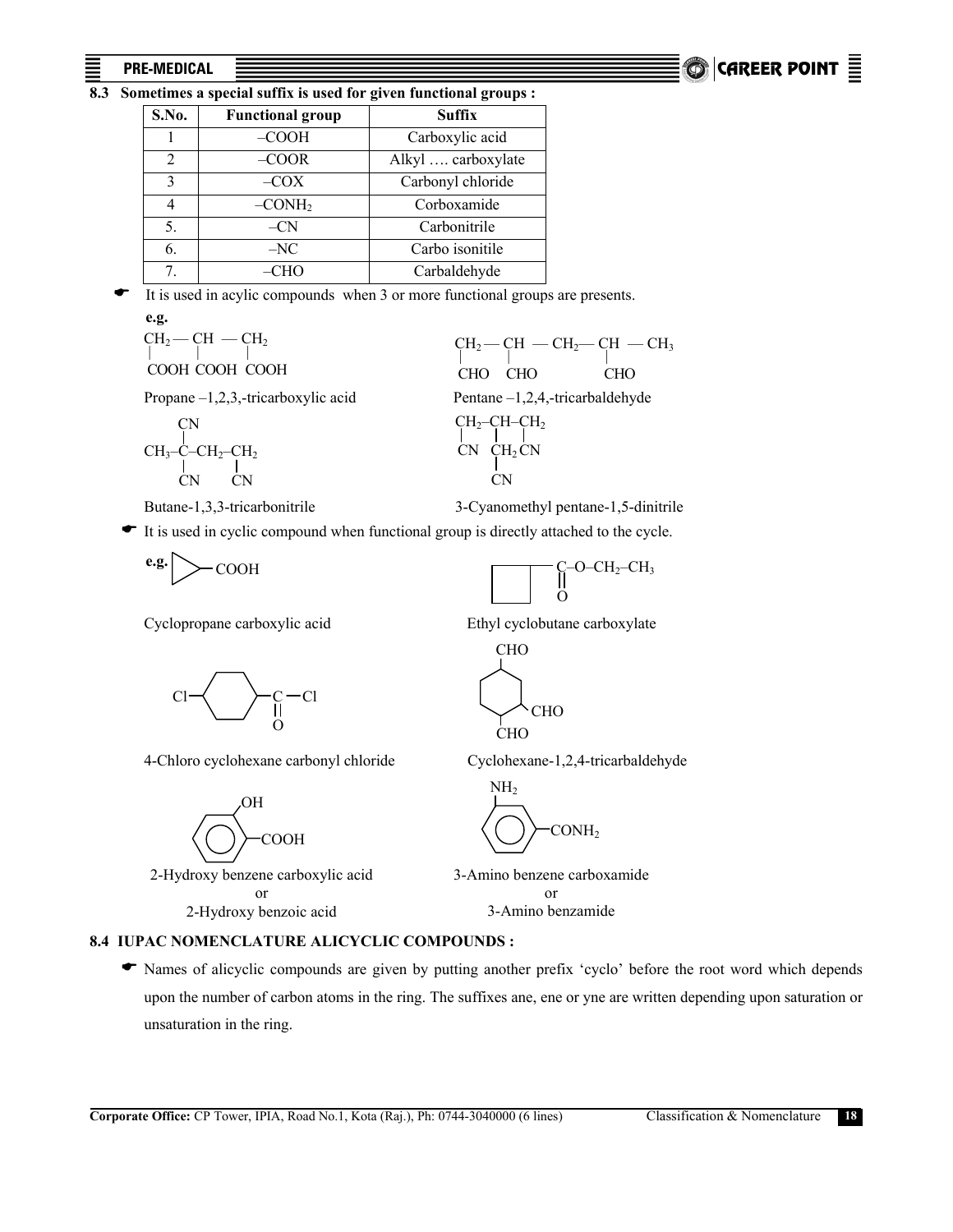**8.3 Sometimes a special suffix is used for given functional groups :**

| S.No. | Functional group | Suffix |
|---|---|---|
| 1 | –COOH | Carboxylic acid |
| 2 | –COOR | Alkyl …. carboxylate |
| 3 | –COX | Carbonyl chloride |
| 4 | $–CONH_2$ | Corboxamide |
| 5. | –CN | Carbonitrile |
| 6. | –NC | Carbo isonitile |
| 7. | –CHO | Carbaldehyde |

- It is used in acylic compounds when 3 or more functional groups are presents.

**e.g.**

$CH_2 — CH — CH_2$ (each carbon bearing COOH)

Propane –1,2,3,-tricarboxylic acid

$CH_2 — CH — CH_2 — CH — CH_3$ (CHO on C-1, C-2, C-4)

Pentane –1,2,4,-tricarbaldehyde

$CH_3–C(CN)_2–CH_2–CH_2–CN$

Butane-1,3,3-tricarbonitrile

$CH_2(CN)–CH(CH_2CN)–CH_2(CN)$

3-Cyanomethyl pentane-1,5-dinitrile

- It is used in cyclic compound when functional group is directly attached to the cycle.

**e.g.**

Cyclopropane carboxylic acid

Ethyl cyclobutane carboxylate

4-Chloro cyclohexane carbonyl chloride

Cyclohexane-1,2,4-tricarbaldehyde

2-Hydroxy benzene carboxylic acid
or
2-Hydroxy benzoic acid

3-Amino benzene carboxamide
or
3-Amino benzamide

**8.4 IUPAC NOMENCLATURE ALICYCLIC COMPOUNDS :**

- Names of alicyclic compounds are given by putting another prefix 'cyclo' before the root word which depends upon the number of carbon atoms in the ring. The suffixes ane, ene or yne are written depending upon saturation or unsaturation in the ring.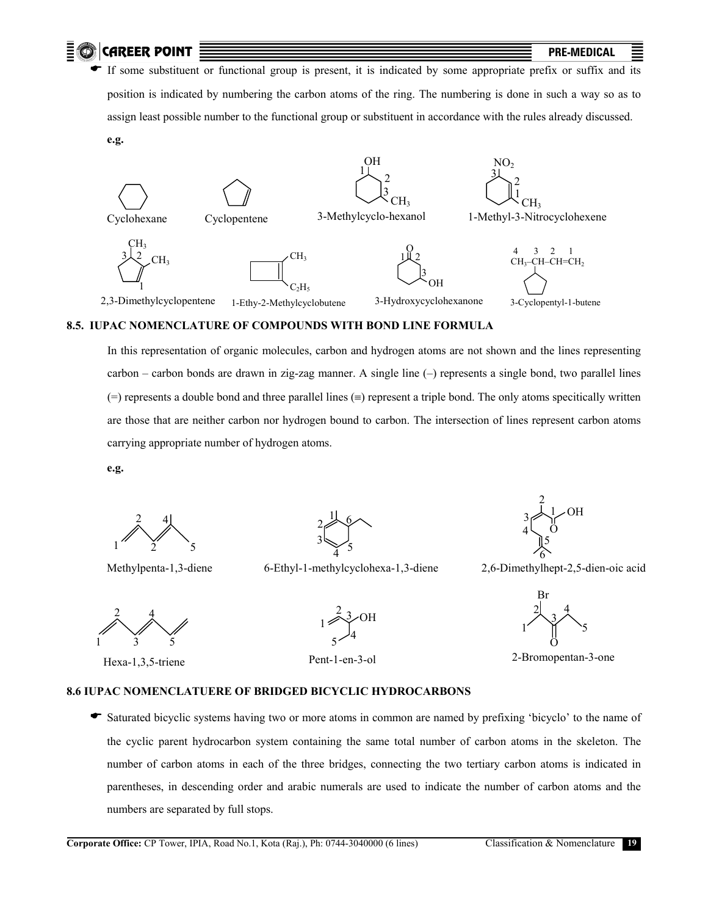- If some substituent or functional group is present, it is indicated by some appropriate prefix or suffix and its position is indicated by numbering the carbon atoms of the ring. The numbering is done in such a way so as to assign least possible number to the functional group or substituent in accordance with the rules already discussed.

**e.g.**

Cyclohexane    Cyclopentene    3-Methylcyclo-hexanol    1-Methyl-3-Nitrocyclohexene

2,3-Dimethylcyclopentene    1-Ethy-2-Methylcyclobutene    3-Hydroxycyclohexanone    3-Cyclopentyl-1-butene

$\overset{4}{C}H_3-\overset{3}{C}H-\overset{2}{C}H=\overset{1}{C}H_2$

### 8.5. IUPAC NOMENCLATURE OF COMPOUNDS WITH BOND LINE FORMULA

In this representation of organic molecules, carbon and hydrogen atoms are not shown and the lines representing carbon – carbon bonds are drawn in zig-zag manner. A single line (–) represents a single bond, two parallel lines (=) represents a double bond and three parallel lines (≡) represent a triple bond. The only atoms specitically written are those that are neither carbon nor hydrogen bound to carbon. The intersection of lines represent carbon atoms carrying appropriate number of hydrogen atoms.

**e.g.**

Methylpenta-1,3-diene    6-Ethyl-1-methylcyclohexa-1,3-diene    2,6-Dimethylhept-2,5-dien-oic acid

Hexa-1,3,5-triene    Pent-1-en-3-ol    2-Bromopentan-3-one

### 8.6 IUPAC NOMENCLATUERE OF BRIDGED BICYCLIC HYDROCARBONS

- Saturated bicyclic systems having two or more atoms in common are named by prefixing 'bicyclo' to the name of the cyclic parent hydrocarbon system containing the same total number of carbon atoms in the skeleton. The number of carbon atoms in each of the three bridges, connecting the two tertiary carbon atoms is indicated in parentheses, in descending order and arabic numerals are used to indicate the number of carbon atoms and the numbers are separated by full stops.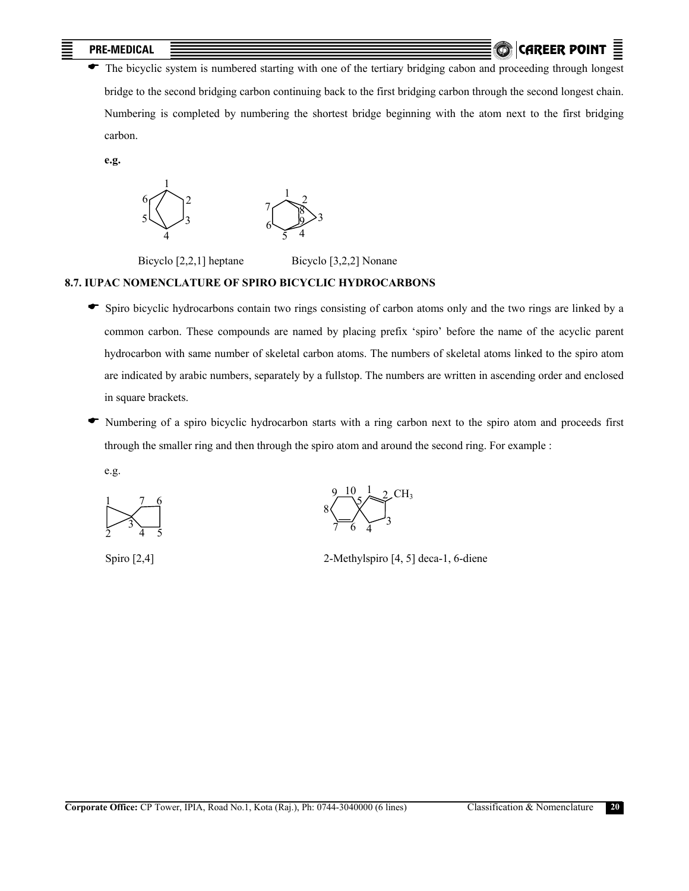- The bicyclic system is numbered starting with one of the tertiary bridging cabon and proceeding through longest bridge to the second bridging carbon continuing back to the first bridging carbon through the second longest chain. Numbering is completed by numbering the shortest bridge beginning with the atom next to the first bridging carbon.

**e.g.**

Bicyclo [2,2,1] heptane

Bicyclo [3,2,2] Nonane

### 8.7. IUPAC NOMENCLATURE OF SPIRO BICYCLIC HYDROCARBONS

- Spiro bicyclic hydrocarbons contain two rings consisting of carbon atoms only and the two rings are linked by a common carbon. These compounds are named by placing prefix 'spiro' before the name of the acyclic parent hydrocarbon with same number of skeletal carbon atoms. The numbers of skeletal atoms linked to the spiro atom are indicated by arabic numbers, separately by a fullstop. The numbers are written in ascending order and enclosed in square brackets.

- Numbering of a spiro bicyclic hydrocarbon starts with a ring carbon next to the spiro atom and proceeds first through the smaller ring and then through the spiro atom and around the second ring. For example :

e.g.

Spiro [2,4]

2-Methylspiro [4, 5] deca-1, 6-diene